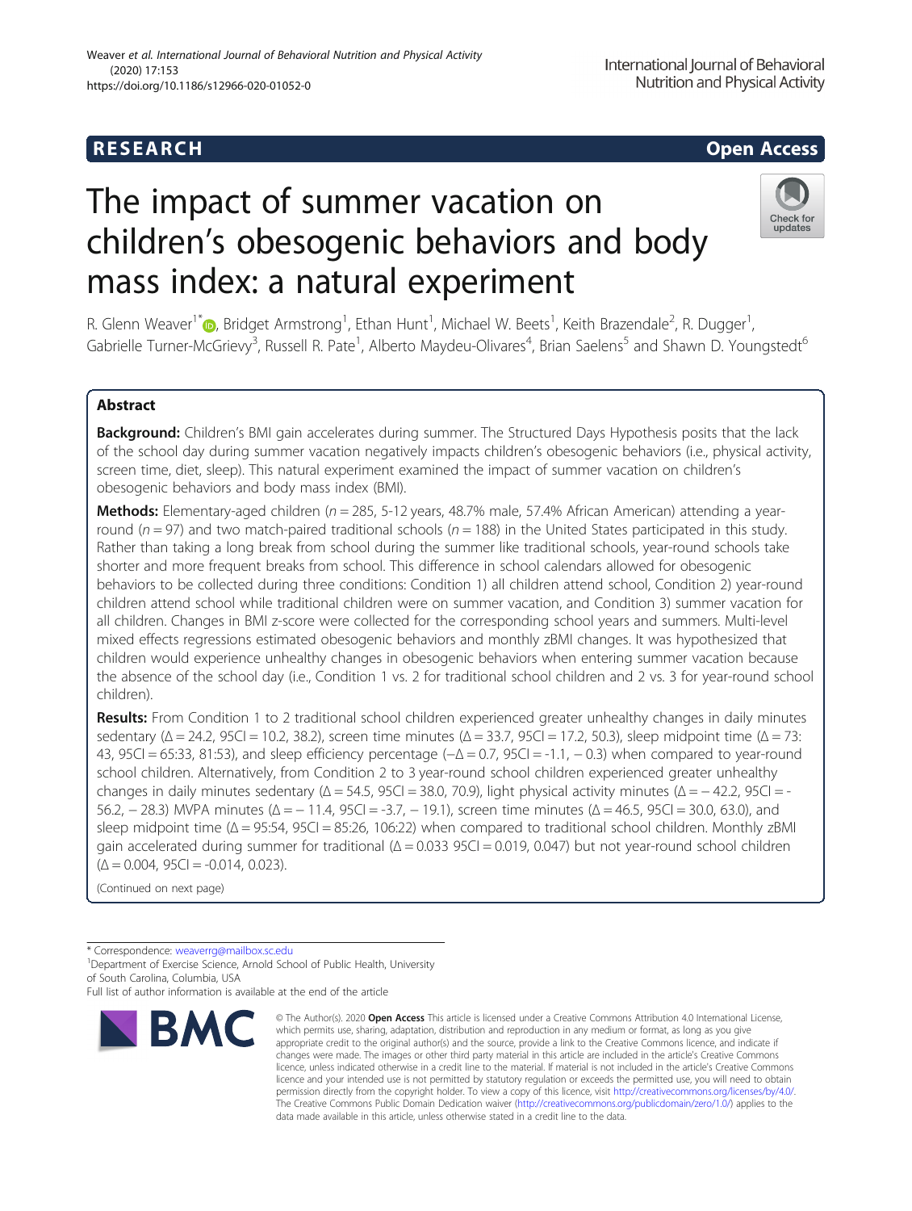RESEARCH Open Access

# The impact of summer vacation on children's obesogenic behaviors and body mass index: a natural experiment

R. Glenn Weaver[1*], Bridget Armstrong[1], Ethan Hunt[1], Michael W. Beets[1], Keith Brazendale[2], R. Dugger[1], Gabrielle Turner-McGrievy[3], Russell R. Pate[1], Alberto Maydeu-Olivares[4], Brian Saelens[5] and Shawn D. Youngstedt[6]

## Abstract

**Background:** Children's BMI gain accelerates during summer. The Structured Days Hypothesis posits that the lack of the school day during summer vacation negatively impacts children's obesogenic behaviors (i.e., physical activity, screen time, diet, sleep). This natural experiment examined the impact of summer vacation on children's obesogenic behaviors and body mass index (BMI).

**Methods:** Elementary-aged children ($n = 285$, 5-12 years, 48.7% male, 57.4% African American) attending a year-round ($n = 97$) and two match-paired traditional schools ($n = 188$) in the United States participated in this study. Rather than taking a long break from school during the summer like traditional schools, year-round schools take shorter and more frequent breaks from school. This difference in school calendars allowed for obesogenic behaviors to be collected during three conditions: Condition 1) all children attend school, Condition 2) year-round children attend school while traditional children were on summer vacation, and Condition 3) summer vacation for all children. Changes in BMI z-score were collected for the corresponding school years and summers. Multi-level mixed effects regressions estimated obesogenic behaviors and monthly zBMI changes. It was hypothesized that children would experience unhealthy changes in obesogenic behaviors when entering summer vacation because the absence of the school day (i.e., Condition 1 vs. 2 for traditional school children and 2 vs. 3 for year-round school children).

**Results:** From Condition 1 to 2 traditional school children experienced greater unhealthy changes in daily minutes sedentary (Δ = 24.2, 95CI = 10.2, 38.2), screen time minutes (Δ = 33.7, 95CI = 17.2, 50.3), sleep midpoint time (Δ = 73:43, 95CI = 65:33, 81:53), and sleep efficiency percentage (−Δ = 0.7, 95CI = -1.1, − 0.3) when compared to year-round school children. Alternatively, from Condition 2 to 3 year-round school children experienced greater unhealthy changes in daily minutes sedentary (Δ = 54.5, 95CI = 38.0, 70.9), light physical activity minutes (Δ = − 42.2, 95CI = -56.2, − 28.3) MVPA minutes (Δ = − 11.4, 95CI = -3.7, − 19.1), screen time minutes (Δ = 46.5, 95CI = 30.0, 63.0), and sleep midpoint time (Δ = 95:54, 95CI = 85:26, 106:22) when compared to traditional school children. Monthly zBMI gain accelerated during summer for traditional (Δ = 0.033 95CI = 0.019, 0.047) but not year-round school children (Δ = 0.004, 95CI = -0.014, 0.023).

(Continued on next page)

* Correspondence: weaverrg@mailbox.sc.edu
[1]Department of Exercise Science, Arnold School of Public Health, University of South Carolina, Columbia, USA
Full list of author information is available at the end of the article

© The Author(s). 2020 **Open Access** This article is licensed under a Creative Commons Attribution 4.0 International License, which permits use, sharing, adaptation, distribution and reproduction in any medium or format, as long as you give appropriate credit to the original author(s) and the source, provide a link to the Creative Commons licence, and indicate if changes were made. The images or other third party material in this article are included in the article's Creative Commons licence, unless indicated otherwise in a credit line to the material. If material is not included in the article's Creative Commons licence and your intended use is not permitted by statutory regulation or exceeds the permitted use, you will need to obtain permission directly from the copyright holder. To view a copy of this licence, visit http://creativecommons.org/licenses/by/4.0/. The Creative Commons Public Domain Dedication waiver (http://creativecommons.org/publicdomain/zero/1.0/) applies to the data made available in this article, unless otherwise stated in a credit line to the data.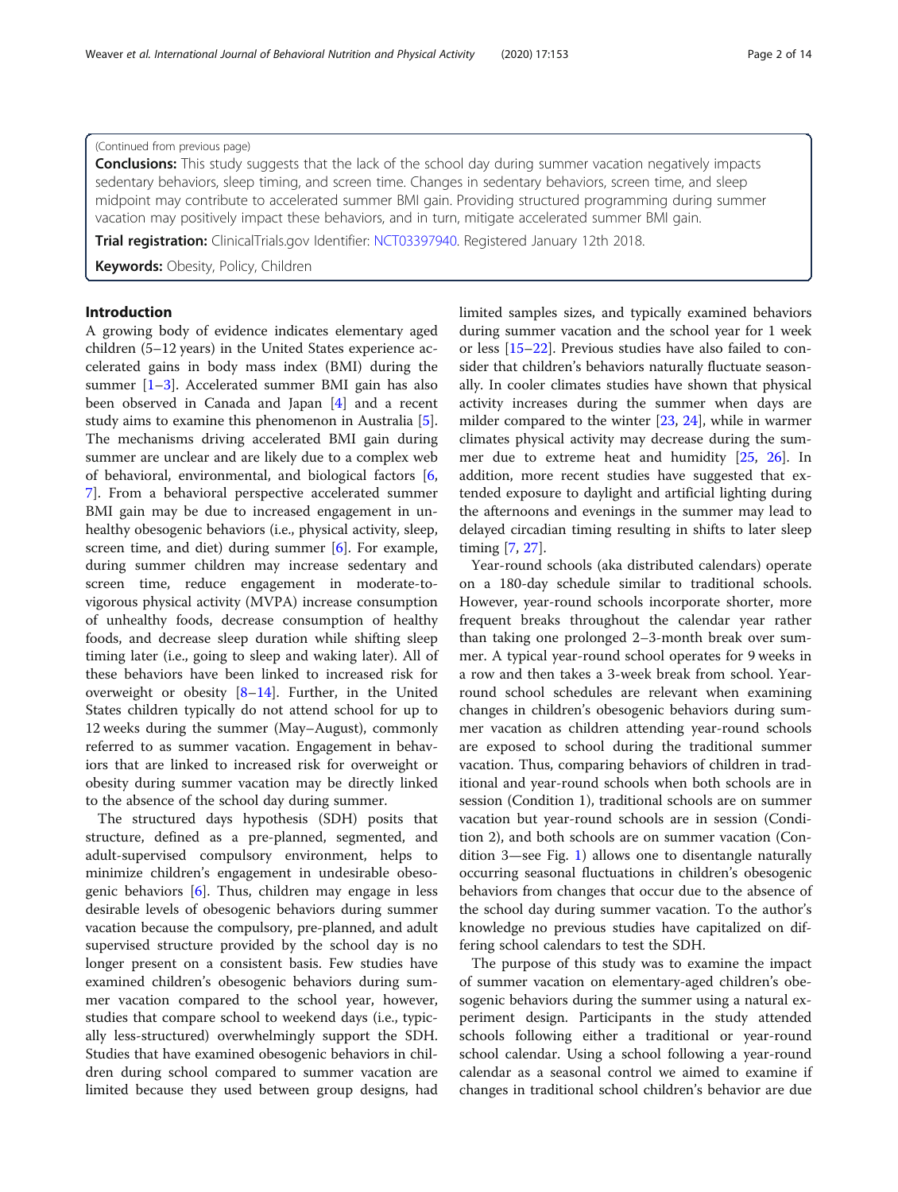(Continued from previous page)

**Conclusions:** This study suggests that the lack of the school day during summer vacation negatively impacts sedentary behaviors, sleep timing, and screen time. Changes in sedentary behaviors, screen time, and sleep midpoint may contribute to accelerated summer BMI gain. Providing structured programming during summer vacation may positively impact these behaviors, and in turn, mitigate accelerated summer BMI gain.

**Trial registration:** ClinicalTrials.gov Identifier: NCT03397940. Registered January 12th 2018.

**Keywords:** Obesity, Policy, Children

## Introduction

A growing body of evidence indicates elementary aged children (5–12 years) in the United States experience accelerated gains in body mass index (BMI) during the summer [1–3]. Accelerated summer BMI gain has also been observed in Canada and Japan [4] and a recent study aims to examine this phenomenon in Australia [5]. The mechanisms driving accelerated BMI gain during summer are unclear and are likely due to a complex web of behavioral, environmental, and biological factors [6, 7]. From a behavioral perspective accelerated summer BMI gain may be due to increased engagement in unhealthy obesogenic behaviors (i.e., physical activity, sleep, screen time, and diet) during summer [6]. For example, during summer children may increase sedentary and screen time, reduce engagement in moderate-to-vigorous physical activity (MVPA) increase consumption of unhealthy foods, decrease consumption of healthy foods, and decrease sleep duration while shifting sleep timing later (i.e., going to sleep and waking later). All of these behaviors have been linked to increased risk for overweight or obesity [8–14]. Further, in the United States children typically do not attend school for up to 12 weeks during the summer (May–August), commonly referred to as summer vacation. Engagement in behaviors that are linked to increased risk for overweight or obesity during summer vacation may be directly linked to the absence of the school day during summer.

The structured days hypothesis (SDH) posits that structure, defined as a pre-planned, segmented, and adult-supervised compulsory environment, helps to minimize children's engagement in undesirable obesogenic behaviors [6]. Thus, children may engage in less desirable levels of obesogenic behaviors during summer vacation because the compulsory, pre-planned, and adult supervised structure provided by the school day is no longer present on a consistent basis. Few studies have examined children's obesogenic behaviors during summer vacation compared to the school year, however, studies that compare school to weekend days (i.e., typically less-structured) overwhelmingly support the SDH. Studies that have examined obesogenic behaviors in children during school compared to summer vacation are limited because they used between group designs, had limited samples sizes, and typically examined behaviors during summer vacation and the school year for 1 week or less [15–22]. Previous studies have also failed to consider that children's behaviors naturally fluctuate seasonally. In cooler climates studies have shown that physical activity increases during the summer when days are milder compared to the winter [23, 24], while in warmer climates physical activity may decrease during the summer due to extreme heat and humidity [25, 26]. In addition, more recent studies have suggested that extended exposure to daylight and artificial lighting during the afternoons and evenings in the summer may lead to delayed circadian timing resulting in shifts to later sleep timing [7, 27].

Year-round schools (aka distributed calendars) operate on a 180-day schedule similar to traditional schools. However, year-round schools incorporate shorter, more frequent breaks throughout the calendar year rather than taking one prolonged 2–3-month break over summer. A typical year-round school operates for 9 weeks in a row and then takes a 3-week break from school. Year-round school schedules are relevant when examining changes in children's obesogenic behaviors during summer vacation as children attending year-round schools are exposed to school during the traditional summer vacation. Thus, comparing behaviors of children in traditional and year-round schools when both schools are in session (Condition 1), traditional schools are on summer vacation but year-round schools are in session (Condition 2), and both schools are on summer vacation (Condition 3—see Fig. 1) allows one to disentangle naturally occurring seasonal fluctuations in children's obesogenic behaviors from changes that occur due to the absence of the school day during summer vacation. To the author's knowledge no previous studies have capitalized on differing school calendars to test the SDH.

The purpose of this study was to examine the impact of summer vacation on elementary-aged children's obesogenic behaviors during the summer using a natural experiment design. Participants in the study attended schools following either a traditional or year-round school calendar. Using a school following a year-round calendar as a seasonal control we aimed to examine if changes in traditional school children's behavior are due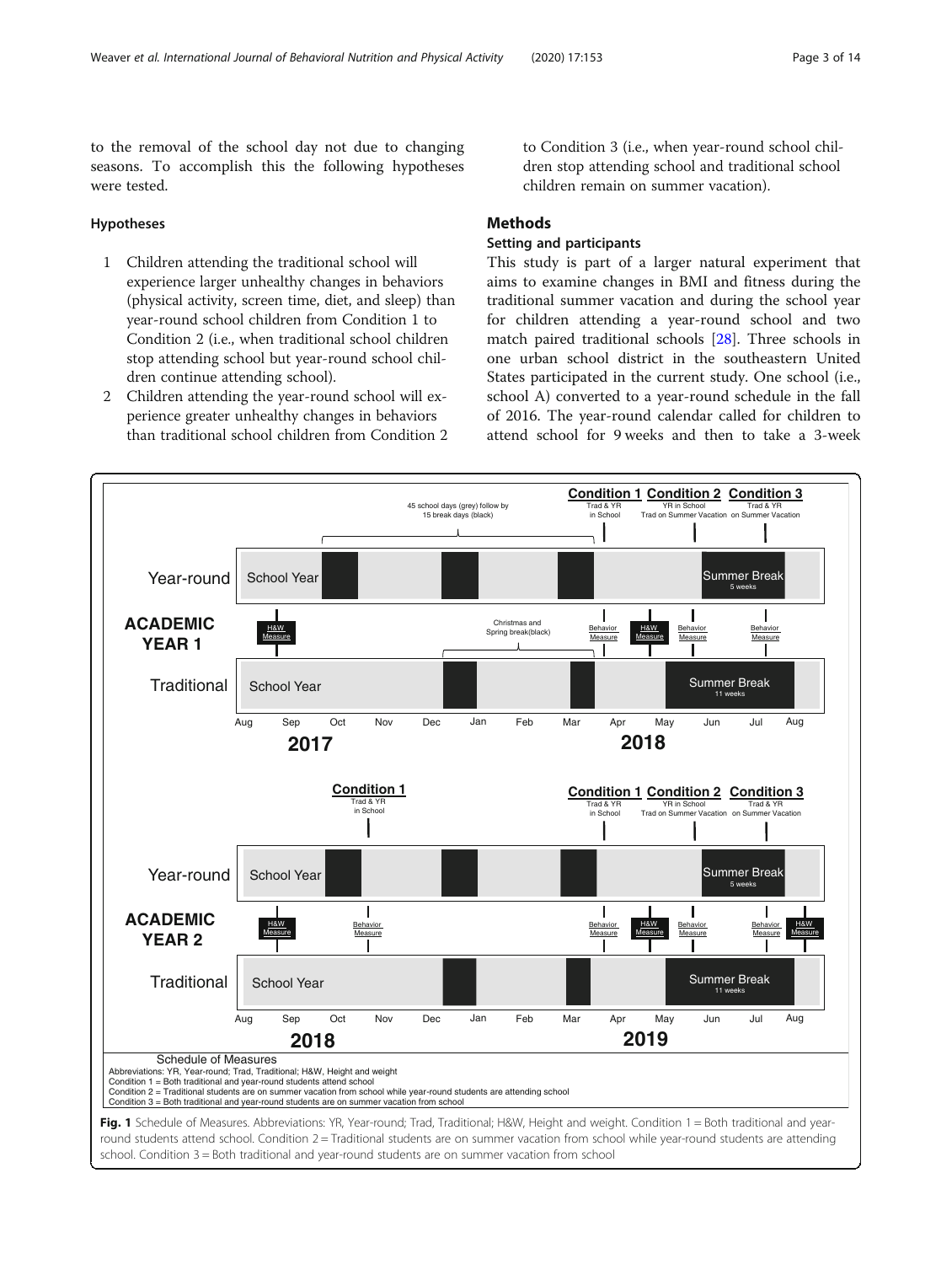to the removal of the school day not due to changing seasons. To accomplish this the following hypotheses were tested.

### Hypotheses

1. Children attending the traditional school will experience larger unhealthy changes in behaviors (physical activity, screen time, diet, and sleep) than year-round school children from Condition 1 to Condition 2 (i.e., when traditional school children stop attending school but year-round school children continue attending school).
2. Children attending the year-round school will experience greater unhealthy changes in behaviors than traditional school children from Condition 2 to Condition 3 (i.e., when year-round school children stop attending school and traditional school children remain on summer vacation).

## Methods

### Setting and participants

This study is part of a larger natural experiment that aims to examine changes in BMI and fitness during the traditional summer vacation and during the school year for children attending a year-round school and two match paired traditional schools [28]. Three schools in one urban school district in the southeastern United States participated in the current study. One school (i.e., school A) converted to a year-round schedule in the fall of 2016. The year-round calendar called for children to attend school for 9 weeks and then to take a 3-week

**Fig. 1** Schedule of Measures. Abbreviations: YR, Year-round; Trad, Traditional; H&W, Height and weight. Condition 1 = Both traditional and year-round students attend school. Condition 2 = Traditional students are on summer vacation from school while year-round students are attending school. Condition 3 = Both traditional and year-round students are on summer vacation from school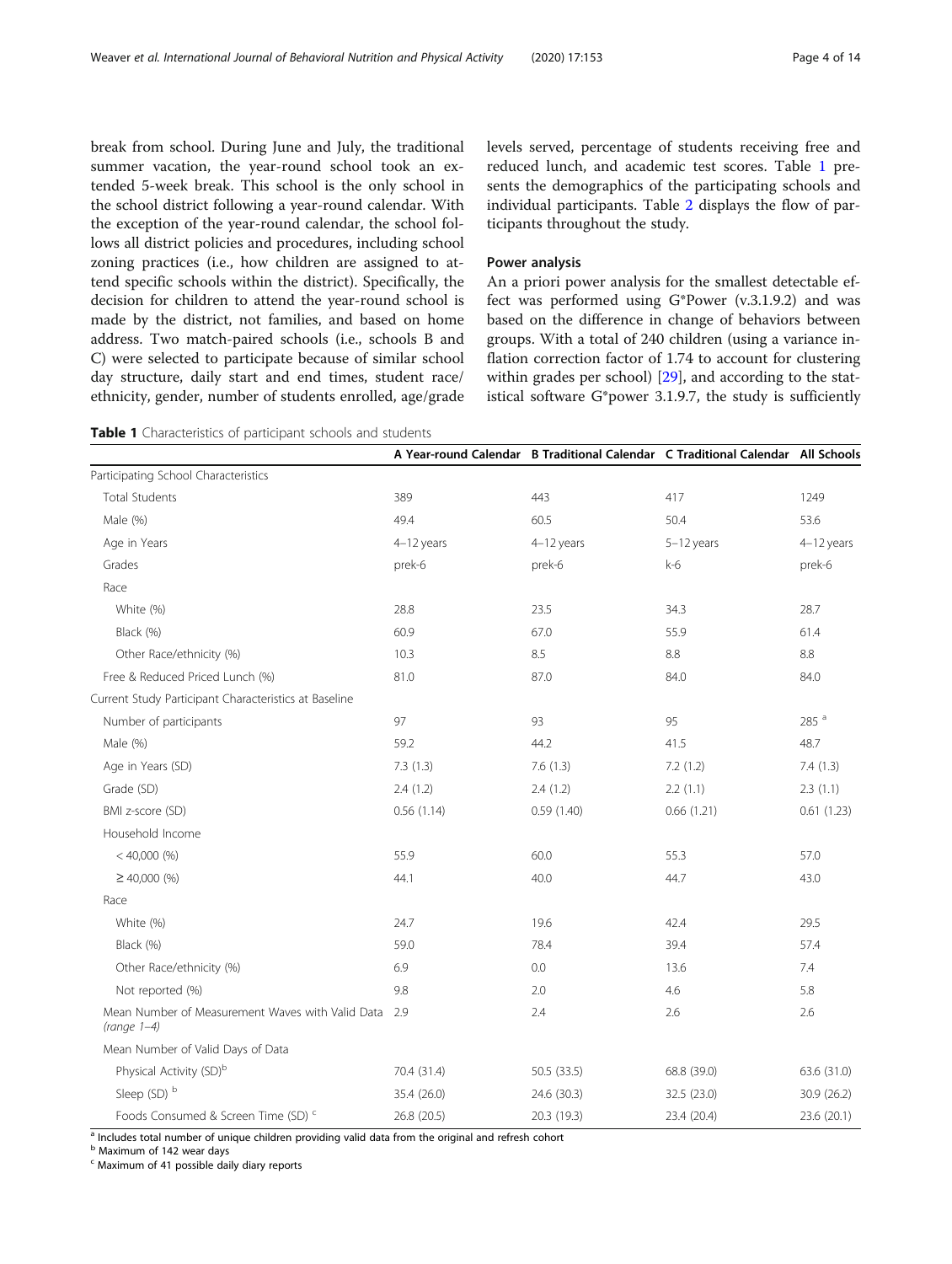break from school. During June and July, the traditional summer vacation, the year-round school took an extended 5-week break. This school is the only school in the school district following a year-round calendar. With the exception of the year-round calendar, the school follows all district policies and procedures, including school zoning practices (i.e., how children are assigned to attend specific schools within the district). Specifically, the decision for children to attend the year-round school is made by the district, not families, and based on home address. Two match-paired schools (i.e., schools B and C) were selected to participate because of similar school day structure, daily start and end times, student race/ethnicity, gender, number of students enrolled, age/grade levels served, percentage of students receiving free and reduced lunch, and academic test scores. Table 1 presents the demographics of the participating schools and individual participants. Table 2 displays the flow of participants throughout the study.

### Power analysis

An a priori power analysis for the smallest detectable effect was performed using G*Power (v.3.1.9.2) and was based on the difference in change of behaviors between groups. With a total of 240 children (using a variance inflation correction factor of 1.74 to account for clustering within grades per school) [29], and according to the statistical software G*power 3.1.9.7, the study is sufficiently

**Table 1** Characteristics of participant schools and students

| | A Year-round Calendar | B Traditional Calendar | C Traditional Calendar | All Schools |
|---|---|---|---|---|
| Participating School Characteristics | | | | |
| Total Students | 389 | 443 | 417 | 1249 |
| Male (%) | 49.4 | 60.5 | 50.4 | 53.6 |
| Age in Years | 4–12 years | 4–12 years | 5–12 years | 4–12 years |
| Grades | prek-6 | prek-6 | k-6 | prek-6 |
| Race | | | | |
| White (%) | 28.8 | 23.5 | 34.3 | 28.7 |
| Black (%) | 60.9 | 67.0 | 55.9 | 61.4 |
| Other Race/ethnicity (%) | 10.3 | 8.5 | 8.8 | 8.8 |
| Free & Reduced Priced Lunch (%) | 81.0 | 87.0 | 84.0 | 84.0 |
| Current Study Participant Characteristics at Baseline | | | | |
| Number of participants | 97 | 93 | 95 | 285 [a] |
| Male (%) | 59.2 | 44.2 | 41.5 | 48.7 |
| Age in Years (SD) | 7.3 (1.3) | 7.6 (1.3) | 7.2 (1.2) | 7.4 (1.3) |
| Grade (SD) | 2.4 (1.2) | 2.4 (1.2) | 2.2 (1.1) | 2.3 (1.1) |
| BMI z-score (SD) | 0.56 (1.14) | 0.59 (1.40) | 0.66 (1.21) | 0.61 (1.23) |
| Household Income | | | | |
| < 40,000 (%) | 55.9 | 60.0 | 55.3 | 57.0 |
| ≥ 40,000 (%) | 44.1 | 40.0 | 44.7 | 43.0 |
| Race | | | | |
| White (%) | 24.7 | 19.6 | 42.4 | 29.5 |
| Black (%) | 59.0 | 78.4 | 39.4 | 57.4 |
| Other Race/ethnicity (%) | 6.9 | 0.0 | 13.6 | 7.4 |
| Not reported (%) | 9.8 | 2.0 | 4.6 | 5.8 |
| Mean Number of Measurement Waves with Valid Data *(range 1–4)* | 2.9 | 2.4 | 2.6 | 2.6 |
| Mean Number of Valid Days of Data | | | | |
| Physical Activity (SD)[b] | 70.4 (31.4) | 50.5 (33.5) | 68.8 (39.0) | 63.6 (31.0) |
| Sleep (SD) [b] | 35.4 (26.0) | 24.6 (30.3) | 32.5 (23.0) | 30.9 (26.2) |
| Foods Consumed & Screen Time (SD) [c] | 26.8 (20.5) | 20.3 (19.3) | 23.4 (20.4) | 23.6 (20.1) |

[a] Includes total number of unique children providing valid data from the original and refresh cohort
[b] Maximum of 142 wear days
[c] Maximum of 41 possible daily diary reports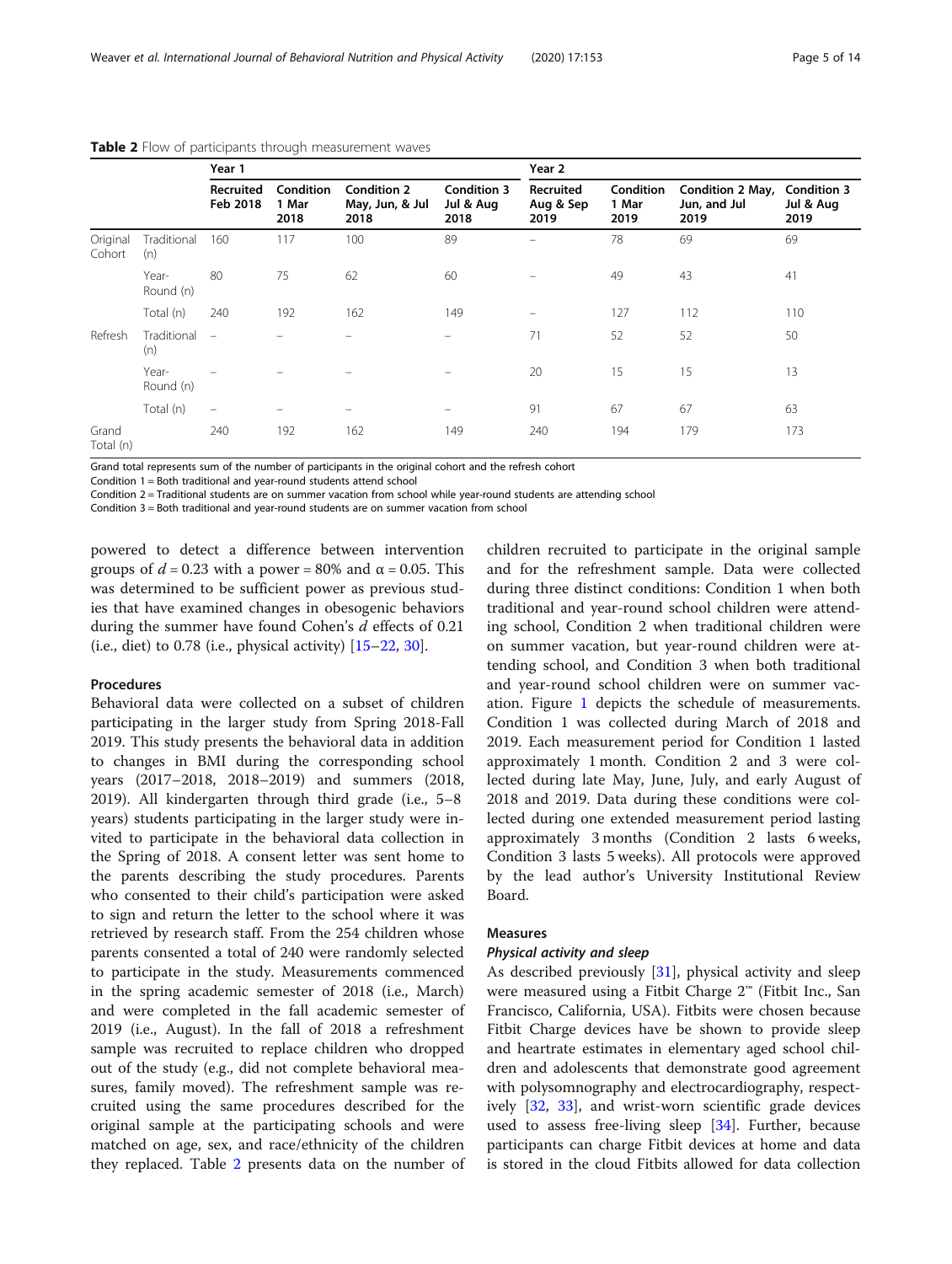**Table 2** Flow of participants through measurement waves

| | | Year 1 | | | | Year 2 | | | |
|---|---|---|---|---|---|---|---|---|---|
| | | Recruited Feb 2018 | Condition 1 Mar 2018 | Condition 2 May, Jun, & Jul 2018 | Condition 3 Jul & Aug 2018 | Recruited Aug & Sep 2019 | Condition 1 Mar 2019 | Condition 2 May, Jun, and Jul 2019 | Condition 3 Jul & Aug 2019 |
| Original Cohort | Traditional (n) | 160 | 117 | 100 | 89 | – | 78 | 69 | 69 |
| | Year-Round (n) | 80 | 75 | 62 | 60 | – | 49 | 43 | 41 |
| | Total (n) | 240 | 192 | 162 | 149 | – | 127 | 112 | 110 |
| Refresh | Traditional (n) | – | – | – | – | 71 | 52 | 52 | 50 |
| | Year-Round (n) | – | – | – | – | 20 | 15 | 15 | 13 |
| | Total (n) | – | – | – | – | 91 | 67 | 67 | 63 |
| Grand Total (n) | | 240 | 192 | 162 | 149 | 240 | 194 | 179 | 173 |

Grand total represents sum of the number of participants in the original cohort and the refresh cohort

Condition 1 = Both traditional and year-round students attend school

Condition 2 = Traditional students are on summer vacation from school while year-round students are attending school

Condition 3 = Both traditional and year-round students are on summer vacation from school

powered to detect a difference between intervention groups of $d = 0.23$ with a power = 80% and $\alpha = 0.05$. This was determined to be sufficient power as previous studies that have examined changes in obesogenic behaviors during the summer have found Cohen's $d$ effects of 0.21 (i.e., diet) to 0.78 (i.e., physical activity) [15–22, 30].

### Procedures

Behavioral data were collected on a subset of children participating in the larger study from Spring 2018-Fall 2019. This study presents the behavioral data in addition to changes in BMI during the corresponding school years (2017–2018, 2018–2019) and summers (2018, 2019). All kindergarten through third grade (i.e., 5–8 years) students participating in the larger study were invited to participate in the behavioral data collection in the Spring of 2018. A consent letter was sent home to the parents describing the study procedures. Parents who consented to their child's participation were asked to sign and return the letter to the school where it was retrieved by research staff. From the 254 children whose parents consented a total of 240 were randomly selected to participate in the study. Measurements commenced in the spring academic semester of 2018 (i.e., March) and were completed in the fall academic semester of 2019 (i.e., August). In the fall of 2018 a refreshment sample was recruited to replace children who dropped out of the study (e.g., did not complete behavioral measures, family moved). The refreshment sample was recruited using the same procedures described for the original sample at the participating schools and were matched on age, sex, and race/ethnicity of the children they replaced. Table 2 presents data on the number of children recruited to participate in the original sample and for the refreshment sample. Data were collected during three distinct conditions: Condition 1 when both traditional and year-round school children were attending school, Condition 2 when traditional children were on summer vacation, but year-round children were attending school, and Condition 3 when both traditional and year-round school children were on summer vacation. Figure 1 depicts the schedule of measurements. Condition 1 was collected during March of 2018 and 2019. Each measurement period for Condition 1 lasted approximately 1 month. Condition 2 and 3 were collected during late May, June, July, and early August of 2018 and 2019. Data during these conditions were collected during one extended measurement period lasting approximately 3 months (Condition 2 lasts 6 weeks, Condition 3 lasts 5 weeks). All protocols were approved by the lead author's University Institutional Review Board.

### Measures

#### *Physical activity and sleep*

As described previously [31], physical activity and sleep were measured using a Fitbit Charge 2™ (Fitbit Inc., San Francisco, California, USA). Fitbits were chosen because Fitbit Charge devices have be shown to provide sleep and heartrate estimates in elementary aged school children and adolescents that demonstrate good agreement with polysomnography and electrocardiography, respectively [32, 33], and wrist-worn scientific grade devices used to assess free-living sleep [34]. Further, because participants can charge Fitbit devices at home and data is stored in the cloud Fitbits allowed for data collection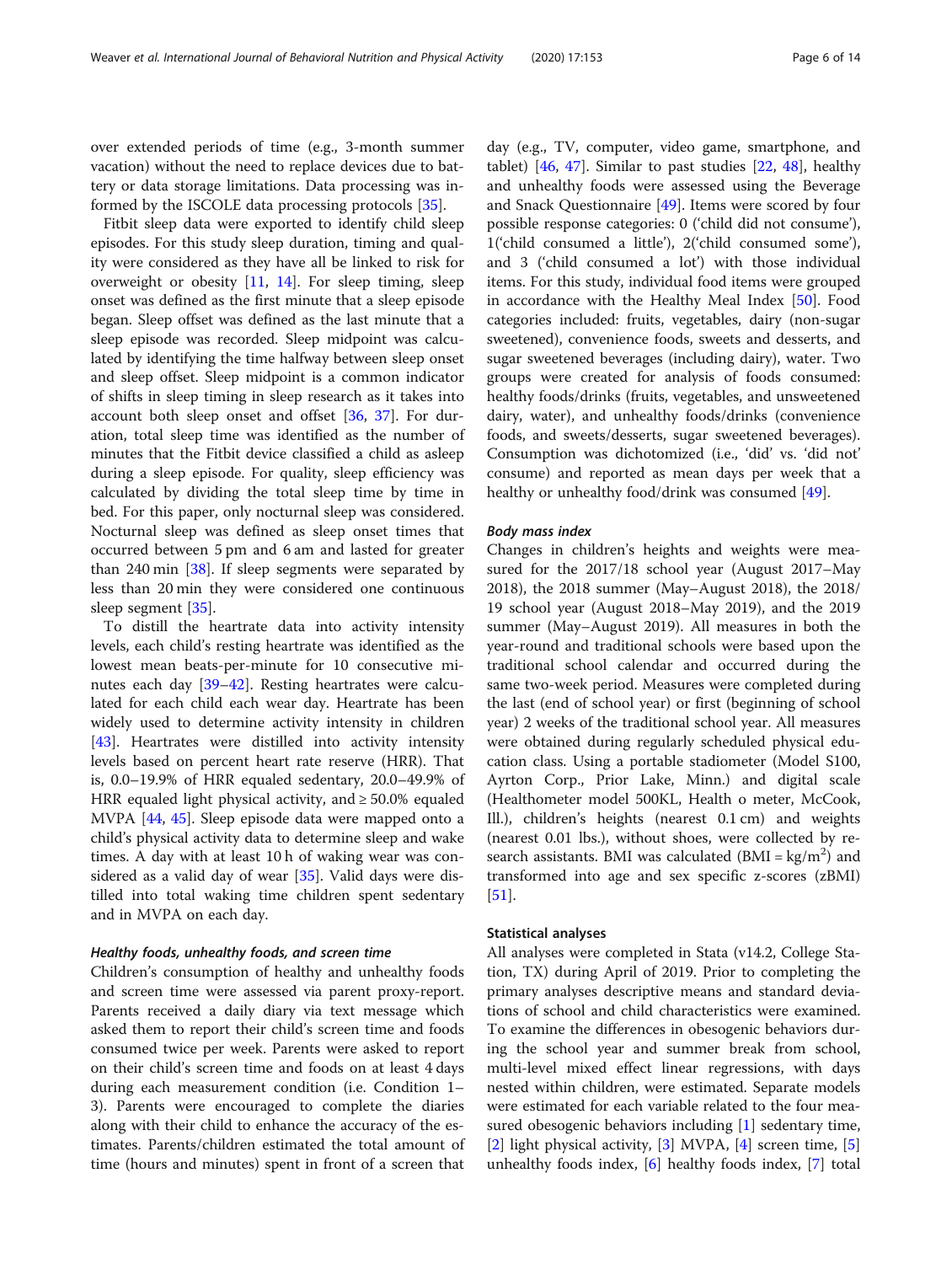over extended periods of time (e.g., 3-month summer vacation) without the need to replace devices due to battery or data storage limitations. Data processing was informed by the ISCOLE data processing protocols [35].

Fitbit sleep data were exported to identify child sleep episodes. For this study sleep duration, timing and quality were considered as they have all be linked to risk for overweight or obesity [11, 14]. For sleep timing, sleep onset was defined as the first minute that a sleep episode began. Sleep offset was defined as the last minute that a sleep episode was recorded. Sleep midpoint was calculated by identifying the time halfway between sleep onset and sleep offset. Sleep midpoint is a common indicator of shifts in sleep timing in sleep research as it takes into account both sleep onset and offset [36, 37]. For duration, total sleep time was identified as the number of minutes that the Fitbit device classified a child as asleep during a sleep episode. For quality, sleep efficiency was calculated by dividing the total sleep time by time in bed. For this paper, only nocturnal sleep was considered. Nocturnal sleep was defined as sleep onset times that occurred between 5 pm and 6 am and lasted for greater than 240 min [38]. If sleep segments were separated by less than 20 min they were considered one continuous sleep segment [35].

To distill the heartrate data into activity intensity levels, each child's resting heartrate was identified as the lowest mean beats-per-minute for 10 consecutive minutes each day [39–42]. Resting heartrates were calculated for each child each wear day. Heartrate has been widely used to determine activity intensity in children [43]. Heartrates were distilled into activity intensity levels based on percent heart rate reserve (HRR). That is, 0.0–19.9% of HRR equaled sedentary, 20.0–49.9% of HRR equaled light physical activity, and ≥ 50.0% equaled MVPA [44, 45]. Sleep episode data were mapped onto a child's physical activity data to determine sleep and wake times. A day with at least 10 h of waking wear was considered as a valid day of wear [35]. Valid days were distilled into total waking time children spent sedentary and in MVPA on each day.

#### *Healthy foods, unhealthy foods, and screen time*

Children's consumption of healthy and unhealthy foods and screen time were assessed via parent proxy-report. Parents received a daily diary via text message which asked them to report their child's screen time and foods consumed twice per week. Parents were asked to report on their child's screen time and foods on at least 4 days during each measurement condition (i.e. Condition 1–3). Parents were encouraged to complete the diaries along with their child to enhance the accuracy of the estimates. Parents/children estimated the total amount of time (hours and minutes) spent in front of a screen that day (e.g., TV, computer, video game, smartphone, and tablet) [46, 47]. Similar to past studies [22, 48], healthy and unhealthy foods were assessed using the Beverage and Snack Questionnaire [49]. Items were scored by four possible response categories: 0 ('child did not consume'), 1('child consumed a little'), 2('child consumed some'), and 3 ('child consumed a lot') with those individual items. For this study, individual food items were grouped in accordance with the Healthy Meal Index [50]. Food categories included: fruits, vegetables, dairy (non-sugar sweetened), convenience foods, sweets and desserts, and sugar sweetened beverages (including dairy), water. Two groups were created for analysis of foods consumed: healthy foods/drinks (fruits, vegetables, and unsweetened dairy, water), and unhealthy foods/drinks (convenience foods, and sweets/desserts, sugar sweetened beverages). Consumption was dichotomized (i.e., 'did' vs. 'did not' consume) and reported as mean days per week that a healthy or unhealthy food/drink was consumed [49].

#### *Body mass index*

Changes in children's heights and weights were measured for the 2017/18 school year (August 2017–May 2018), the 2018 summer (May–August 2018), the 2018/19 school year (August 2018–May 2019), and the 2019 summer (May–August 2019). All measures in both the year-round and traditional schools were based upon the traditional school calendar and occurred during the same two-week period. Measures were completed during the last (end of school year) or first (beginning of school year) 2 weeks of the traditional school year. All measures were obtained during regularly scheduled physical education class. Using a portable stadiometer (Model S100, Ayrton Corp., Prior Lake, Minn.) and digital scale (Healthometer model 500KL, Health o meter, McCook, Ill.), children's heights (nearest 0.1 cm) and weights (nearest 0.01 lbs.), without shoes, were collected by research assistants. BMI was calculated (BMI = $kg/m^2$) and transformed into age and sex specific z-scores (zBMI) [51].

### Statistical analyses

All analyses were completed in Stata (v14.2, College Station, TX) during April of 2019. Prior to completing the primary analyses descriptive means and standard deviations of school and child characteristics were examined. To examine the differences in obesogenic behaviors during the school year and summer break from school, multi-level mixed effect linear regressions, with days nested within children, were estimated. Separate models were estimated for each variable related to the four measured obesogenic behaviors including [1] sedentary time, [2] light physical activity, [3] MVPA, [4] screen time, [5] unhealthy foods index, [6] healthy foods index, [7] total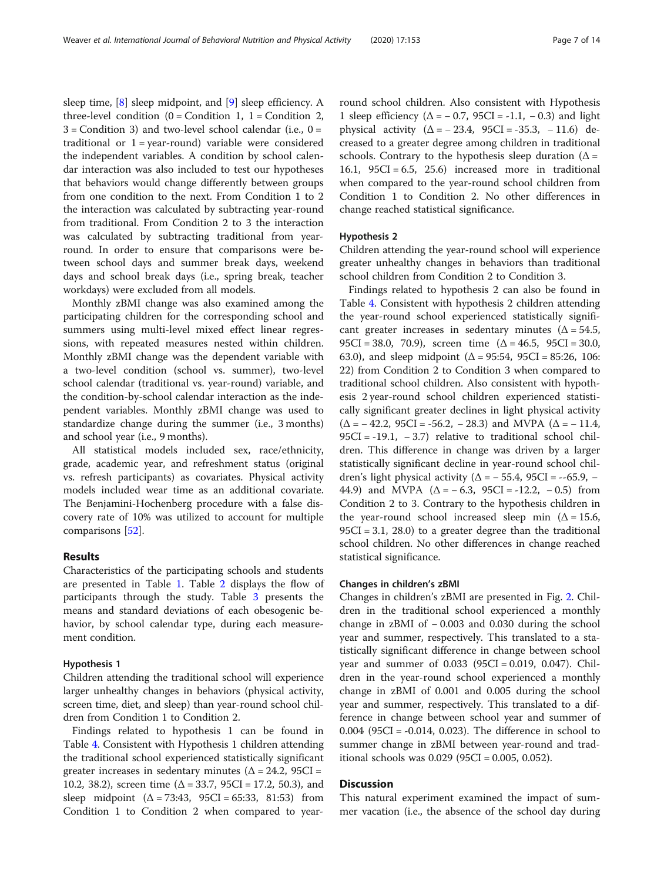sleep time, [8] sleep midpoint, and [9] sleep efficiency. A three-level condition (0 = Condition 1, 1 = Condition 2, 3 = Condition 3) and two-level school calendar (i.e., 0 = traditional or 1 = year-round) variable were considered the independent variables. A condition by school calendar interaction was also included to test our hypotheses that behaviors would change differently between groups from one condition to the next. From Condition 1 to 2 the interaction was calculated by subtracting year-round from traditional. From Condition 2 to 3 the interaction was calculated by subtracting traditional from year-round. In order to ensure that comparisons were between school days and summer break days, weekend days and school break days (i.e., spring break, teacher workdays) were excluded from all models.

Monthly zBMI change was also examined among the participating children for the corresponding school and summers using multi-level mixed effect linear regressions, with repeated measures nested within children. Monthly zBMI change was the dependent variable with a two-level condition (school vs. summer), two-level school calendar (traditional vs. year-round) variable, and the condition-by-school calendar interaction as the independent variables. Monthly zBMI change was used to standardize change during the summer (i.e., 3 months) and school year (i.e., 9 months).

All statistical models included sex, race/ethnicity, grade, academic year, and refreshment status (original vs. refresh participants) as covariates. Physical activity models included wear time as an additional covariate. The Benjamini-Hochenberg procedure with a false discovery rate of 10% was utilized to account for multiple comparisons [52].

## Results

Characteristics of the participating schools and students are presented in Table 1. Table 2 displays the flow of participants through the study. Table 3 presents the means and standard deviations of each obesogenic behavior, by school calendar type, during each measurement condition.

### Hypothesis 1

Children attending the traditional school will experience larger unhealthy changes in behaviors (physical activity, screen time, diet, and sleep) than year-round school children from Condition 1 to Condition 2.

Findings related to hypothesis 1 can be found in Table 4. Consistent with Hypothesis 1 children attending the traditional school experienced statistically significant greater increases in sedentary minutes ($\Delta = 24.2$, 95CI = 10.2, 38.2), screen time ($\Delta = 33.7$, 95CI = 17.2, 50.3), and sleep midpoint ($\Delta$ = 73:43, 95CI = 65:33, 81:53) from Condition 1 to Condition 2 when compared to year-round school children. Also consistent with Hypothesis 1 sleep efficiency ($\Delta = -0.7$, 95CI = -1.1, − 0.3) and light physical activity ($\Delta = -23.4$, 95CI = -35.3, − 11.6) decreased to a greater degree among children in traditional schools. Contrary to the hypothesis sleep duration ($\Delta = 16.1$, 95CI = 6.5, 25.6) increased more in traditional when compared to the year-round school children from Condition 1 to Condition 2. No other differences in change reached statistical significance.

### Hypothesis 2

Children attending the year-round school will experience greater unhealthy changes in behaviors than traditional school children from Condition 2 to Condition 3.

Findings related to hypothesis 2 can also be found in Table 4. Consistent with hypothesis 2 children attending the year-round school experienced statistically significant greater increases in sedentary minutes ($\Delta = 54.5$, 95CI = 38.0, 70.9), screen time ($\Delta = 46.5$, 95CI = 30.0, 63.0), and sleep midpoint ($\Delta$ = 95:54, 95CI = 85:26, 106:22) from Condition 2 to Condition 3 when compared to traditional school children. Also consistent with hypothesis 2 year-round school children experienced statistically significant greater declines in light physical activity ($\Delta = -42.2$, 95CI = -56.2, − 28.3) and MVPA ($\Delta = -11.4$, 95CI = -19.1, − 3.7) relative to traditional school children. This difference in change was driven by a larger statistically significant decline in year-round school children's light physical activity ($\Delta = -55.4$, 95CI = --65.9, − 44.9) and MVPA ($\Delta = -6.3$, 95CI = -12.2, − 0.5) from Condition 2 to 3. Contrary to the hypothesis children in the year-round school increased sleep min ($\Delta = 15.6$, 95CI = 3.1, 28.0) to a greater degree than the traditional school children. No other differences in change reached statistical significance.

### Changes in children's zBMI

Changes in children's zBMI are presented in Fig. 2. Children in the traditional school experienced a monthly change in zBMI of − 0.003 and 0.030 during the school year and summer, respectively. This translated to a statistically significant difference in change between school year and summer of 0.033 (95CI = 0.019, 0.047). Children in the year-round school experienced a monthly change in zBMI of 0.001 and 0.005 during the school year and summer, respectively. This translated to a difference in change between school year and summer of 0.004 (95CI = -0.014, 0.023). The difference in school to summer change in zBMI between year-round and traditional schools was 0.029 (95CI = 0.005, 0.052).

## Discussion

This natural experiment examined the impact of summer vacation (i.e., the absence of the school day during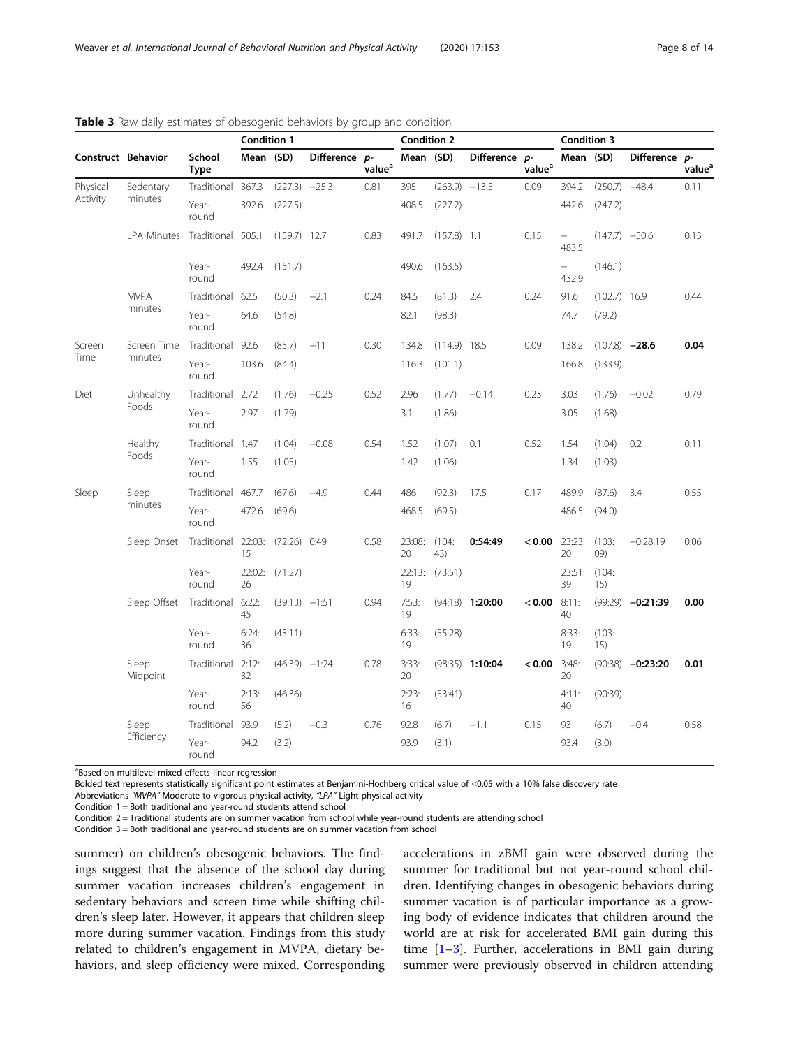**Table 3** Raw daily estimates of obesogenic behaviors by group and condition

| Construct | Behavior | School Type | Condition 1 | | | | Condition 2 | | | | Condition 3 | | | |
|---|---|---|---|---|---|---|---|---|---|---|---|---|---|---|
| | | | Mean | (SD) | Difference | p-value[a] | Mean | (SD) | Difference | p-value[a] | Mean | (SD) | Difference | p-value[a] |
| Physical Activity | Sedentary minutes | Traditional | 367.3 | (227.3) | −25.3 | 0.81 | 395 | (263.9) | −13.5 | 0.09 | 394.2 | (250.7) | −48.4 | 0.11 |
| | | Year-round | 392.6 | (227.5) | | | 408.5 | (227.2) | | | 442.6 | (247.2) | | |
| | LPA Minutes | Traditional | 505.1 | (159.7) | 12.7 | 0.83 | 491.7 | (157.8) | 1.1 | 0.15 | −483.5 | (147.7) | −50.6 | 0.13 |
| | | Year-round | 492.4 | (151.7) | | | 490.6 | (163.5) | | | −432.9 | (146.1) | | |
| | MVPA minutes | Traditional | 62.5 | (50.3) | −2.1 | 0.24 | 84.5 | (81.3) | 2.4 | 0.24 | 91.6 | (102.7) | 16.9 | 0.44 |
| | | Year-round | 64.6 | (54.8) | | | 82.1 | (98.3) | | | 74.7 | (79.2) | | |
| Screen Time | Screen Time minutes | Traditional | 92.6 | (85.7) | −11 | 0.30 | 134.8 | (114.9) | 18.5 | 0.09 | 138.2 | (107.8) | **−28.6** | **0.04** |
| | | Year-round | 103.6 | (84.4) | | | 116.3 | (101.1) | | | 166.8 | (133.9) | | |
| Diet | Unhealthy Foods | Traditional | 2.72 | (1.76) | −0.25 | 0.52 | 2.96 | (1.77) | −0.14 | 0.23 | 3.03 | (1.76) | −0.02 | 0.79 |
| | | Year-round | 2.97 | (1.79) | | | 3.1 | (1.86) | | | 3.05 | (1.68) | | |
| | Healthy Foods | Traditional | 1.47 | (1.04) | −0.08 | 0.54 | 1.52 | (1.07) | 0.1 | 0.52 | 1.54 | (1.04) | 0.2 | 0.11 |
| | | Year-round | 1.55 | (1.05) | | | 1.42 | (1.06) | | | 1.34 | (1.03) | | |
| Sleep | Sleep minutes | Traditional | 467.7 | (67.6) | −4.9 | 0.44 | 486 | (92.3) | 17.5 | 0.17 | 489.9 | (87.6) | 3.4 | 0.55 |
| | | Year-round | 472.6 | (69.6) | | | 468.5 | (69.5) | | | 486.5 | (94.0) | | |
| | Sleep Onset | Traditional | 22:03:15 | (72:26) | 0:49 | 0.58 | 23:08:20 | (104:43) | **0:54:49** | **< 0.00** | 23:23:20 | (103:09) | −0:28:19 | 0.06 |
| | | Year-round | 22:02:26 | (71:27) | | | 22:13:19 | (73:51) | | | 23:51:39 | (104:15) | | |
| | Sleep Offset | Traditional | 6:22:45 | (39:13) | −1:51 | 0.94 | 7:53:19 | (94:18) | **1:20:00** | **< 0.00** | 8:11:40 | (99:29) | **−0:21:39** | **0.00** |
| | | Year-round | 6:24:36 | (43:11) | | | 6:33:19 | (55:28) | | | 8:33:19 | (103:15) | | |
| | Sleep Midpoint | Traditional | 2:12:32 | (46:39) | −1:24 | 0.78 | 3:33:20 | (98:35) | **1:10:04** | **< 0.00** | 3:48:20 | (90:38) | **−0:23:20** | **0.01** |
| | | Year-round | 2:13:56 | (46:36) | | | 2:23:16 | (53:41) | | | 4:11:40 | (90:39) | | |
| | Sleep Efficiency | Traditional | 93.9 | (5.2) | −0.3 | 0.76 | 92.8 | (6.7) | −1.1 | 0.15 | 93 | (6.7) | −0.4 | 0.58 |
| | | Year-round | 94.2 | (3.2) | | | 93.9 | (3.1) | | | 93.4 | (3.0) | | |

[a]Based on multilevel mixed effects linear regression

Bolded text represents statistically significant point estimates at Benjamini-Hochberg critical value of ≤0.05 with a 10% false discovery rate

Abbreviations *"MVPA"* Moderate to vigorous physical activity, *"LPA"* Light physical activity

Condition 1 = Both traditional and year-round students attend school

Condition 2 = Traditional students are on summer vacation from school while year-round students are attending school

Condition 3 = Both traditional and year-round students are on summer vacation from school

summer) on children's obesogenic behaviors. The findings suggest that the absence of the school day during summer vacation increases children's engagement in sedentary behaviors and screen time while shifting children's sleep later. However, it appears that children sleep more during summer vacation. Findings from this study related to children's engagement in MVPA, dietary behaviors, and sleep efficiency were mixed. Corresponding accelerations in zBMI gain were observed during the summer for traditional but not year-round school children. Identifying changes in obesogenic behaviors during summer vacation is of particular importance as a growing body of evidence indicates that children around the world are at risk for accelerated BMI gain during this time [1–3]. Further, accelerations in BMI gain during summer were previously observed in children attending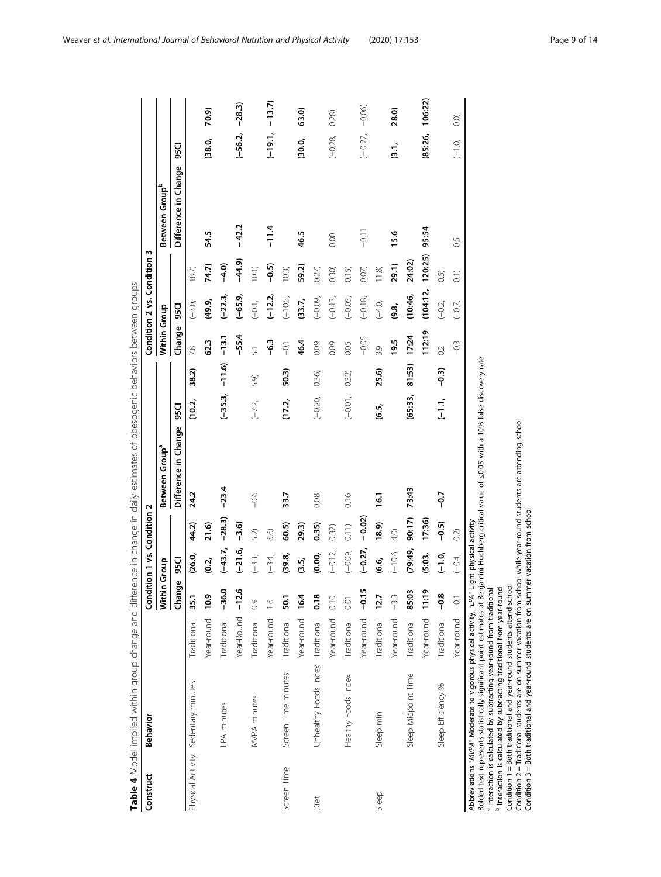**Table 4** Model implied within group change and difference in change in daily estimates of obesogenic behaviors between groups

| Construct | Behavior | | Condition 1 vs. Condition 2 | | | | | | Condition 2 vs. Condition 3 | | | | | |
|---|---|---|---|---|---|---|---|---|---|---|---|---|---|---|
| | | | Within Group | | | Between Group[a] | | | Within Group | | | Between Group[b] | | |
| | | | Change | 95CI | | Difference in Change | 95CI | | Change | 95CI | | Difference in Change | 95CI | |
| Physical Activity | Sedentary minutes | Traditional | **35.1** | **(26.0,** | **44.2)** | **24.2** | **(10.2,** | **38.2)** | 7.8 | (−3.0, | 18.7) | **54.5** | **(38.0,** | **70.9)** |
| | | Year-round | **10.9** | **(0.2,** | **21.6)** | | | | **62.3** | **(49.9,** | **74.7)** | | | |
| | LPA minutes | Traditional | **−36.0** | **(−43.7,** | **−28.3)** | **−23.4** | **(−35.3,** | **−11.6)** | **−13.1** | **(−22.3,** | **−4.0)** | **−42.2** | **(−56.2,** | **−28.3)** |
| | | Year-Round | **−12.6** | **(−21.6,** | **−3.6)** | | | | **−55.4** | **(−65.9,** | **−44.9)** | | | |
| | MVPA minutes | Traditional | 0.9 | (−3.3, | 5.2) | −0.6 | (−7.2, | 5.9) | 5.1 | (−0.1, | 10.1) | **−11.4** | **(−19.1,** | **−13.7)** |
| | | Year-round | 1.6 | (−3.4, | 6.6) | | | | **−6.3** | **(−12.2,** | **−0.5)** | | | |
| Screen Time | Screen Time minutes | Traditional | **50.1** | **(39.8,** | **60.5)** | **33.7** | **(17.2,** | **50.3)** | −0.1 | (−10.5, | 10.3) | **46.5** | **(30.0,** | **63.0)** |
| | | Year-round | **16.4** | **(3.5,** | **29.3)** | | | | **46.4** | **(33.7,** | **59.2)** | | | |
| Diet | Unhealthy Foods Index | Traditional | **0.18** | **(0.00,** | **0.35)** | 0.08 | (−0.20, | 0.36) | 0.09 | (−0.09, | 0.27) | 0.00 | (−0.28, | 0.28) |
| | | Year-round | 0.10 | (−0.12, | 0.32) | | | | 0.09 | (−0.13, | 0.30) | | | |
| | Healthy Foods Index | Traditional | 0.01 | (−0.09, | 0.11) | 0.16 | (−0.01, | 0.32) | 0.05 | (−0.05, | 0.15) | −0.11 | (− 0.27, | −0.06) |
| | | Year-round | **−0.15** | **(−0.27,** | **− 0.02)** | | | | −0.05 | (−0.18, | 0.07) | | | |
| Sleep | Sleep min | Traditional | **12.7** | **(6.6,** | **18.9)** | **16.1** | **(6.5,** | **25.6)** | 3.9 | (−4.0, | 11.8) | **15.6** | **(3.1,** | **28.0)** |
| | | Year-round | −3.3 | (−10.6, | 4.0) | | | | **19.5** | **(9.8,** | **29.1)** | | | |
| | Sleep Midpoint Time | Traditional | **85:03** | **(79:49,** | **90:17)** | **73:43** | **(65:33,** | **81:53)** | **17:24** | **(10:46,** | **24:02)** | **95:54** | **(85:26,** | **106:22)** |
| | | Year-round | **11:19** | **(5:03,** | **17:36)** | | | | **112:19** | **(104:12,** | **120:25)** | | | |
| | Sleep Efficiency % | Traditional | **−0.8** | **(−1.0,** | **−0.5)** | **−0.7** | **(−1.1,** | **−0.3)** | 0.2 | (−0.2, | 0.5) | 0.5 | (−1.0, | 0.0) |
| | | Year-round | −0.1 | (−0.4, | 0.2) | | | | −0.3 | (−0.7, | 0.1) | | | |

Abbreviations *"MVPA"* Moderate to vigorous physical activity, *"LPA"* Light physical activity
Bolded text represents statistically significant point estimates at Benjamini-Hochberg critical value of ≤0.05 with a 10% false discovery rate
[a] Interaction is calculated by subtracting year-round from traditional
[b] Interaction is calculated by subtracting traditional from year-round
Condition 1 = Both traditional and year-round students attend school
Condition 2 = Traditional students are on summer vacation from school while year-round students are attending school
Condition 3 = Both traditional and year-round students are on summer vacation from school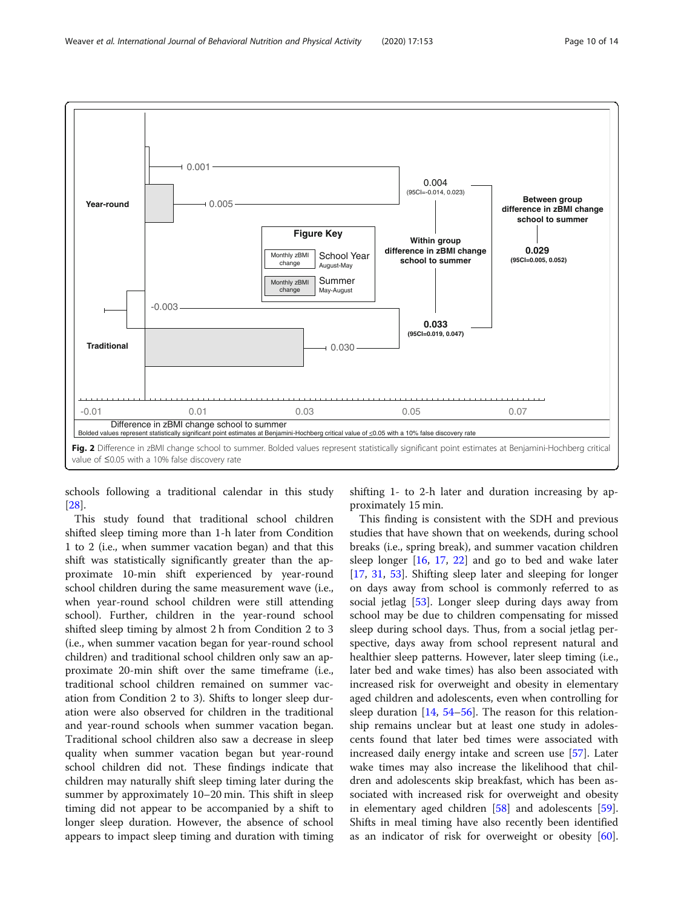Year-round

0.001

0.005

0.004
(95CI=-0.014, 0.023)

Within group difference in zBMI change school to summer

Between group difference in zBMI change school to summer

**0.029**
**(95CI=0.005, 0.052)**

Figure Key

Monthly zBMI change — School Year August-May

Monthly zBMI change — Summer May-August

Traditional

-0.003

0.030

**0.033**
**(95CI=0.019, 0.047)**

-0.01 0.01 0.03 0.05 0.07

Difference in zBMI change school to summer

Bolded values represent statistically significant point estimates at Benjamini-Hochberg critical value of ≤0.05 with a 10% false discovery rate

**Fig. 2** Difference in zBMI change school to summer. Bolded values represent statistically significant point estimates at Benjamini-Hochberg critical value of ≤0.05 with a 10% false discovery rate

schools following a traditional calendar in this study [28].

This study found that traditional school children shifted sleep timing more than 1-h later from Condition 1 to 2 (i.e., when summer vacation began) and that this shift was statistically significantly greater than the approximate 10-min shift experienced by year-round school children during the same measurement wave (i.e., when year-round school children were still attending school). Further, children in the year-round school shifted sleep timing by almost 2 h from Condition 2 to 3 (i.e., when summer vacation began for year-round school children) and traditional school children only saw an approximate 20-min shift over the same timeframe (i.e., traditional school children remained on summer vacation from Condition 2 to 3). Shifts to longer sleep duration were also observed for children in the traditional and year-round schools when summer vacation began. Traditional school children also saw a decrease in sleep quality when summer vacation began but year-round school children did not. These findings indicate that children may naturally shift sleep timing later during the summer by approximately 10–20 min. This shift in sleep timing did not appear to be accompanied by a shift to longer sleep duration. However, the absence of school appears to impact sleep timing and duration with timing shifting 1- to 2-h later and duration increasing by approximately 15 min.

This finding is consistent with the SDH and previous studies that have shown that on weekends, during school breaks (i.e., spring break), and summer vacation children sleep longer [16, 17, 22] and go to bed and wake later [17, 31, 53]. Shifting sleep later and sleeping for longer on days away from school is commonly referred to as social jetlag [53]. Longer sleep during days away from school may be due to children compensating for missed sleep during school days. Thus, from a social jetlag perspective, days away from school represent natural and healthier sleep patterns. However, later sleep timing (i.e., later bed and wake times) has also been associated with increased risk for overweight and obesity in elementary aged children and adolescents, even when controlling for sleep duration [14, 54–56]. The reason for this relationship remains unclear but at least one study in adolescents found that later bed times were associated with increased daily energy intake and screen use [57]. Later wake times may also increase the likelihood that children and adolescents skip breakfast, which has been associated with increased risk for overweight and obesity in elementary aged children [58] and adolescents [59]. Shifts in meal timing have also recently been identified as an indicator of risk for overweight or obesity [60].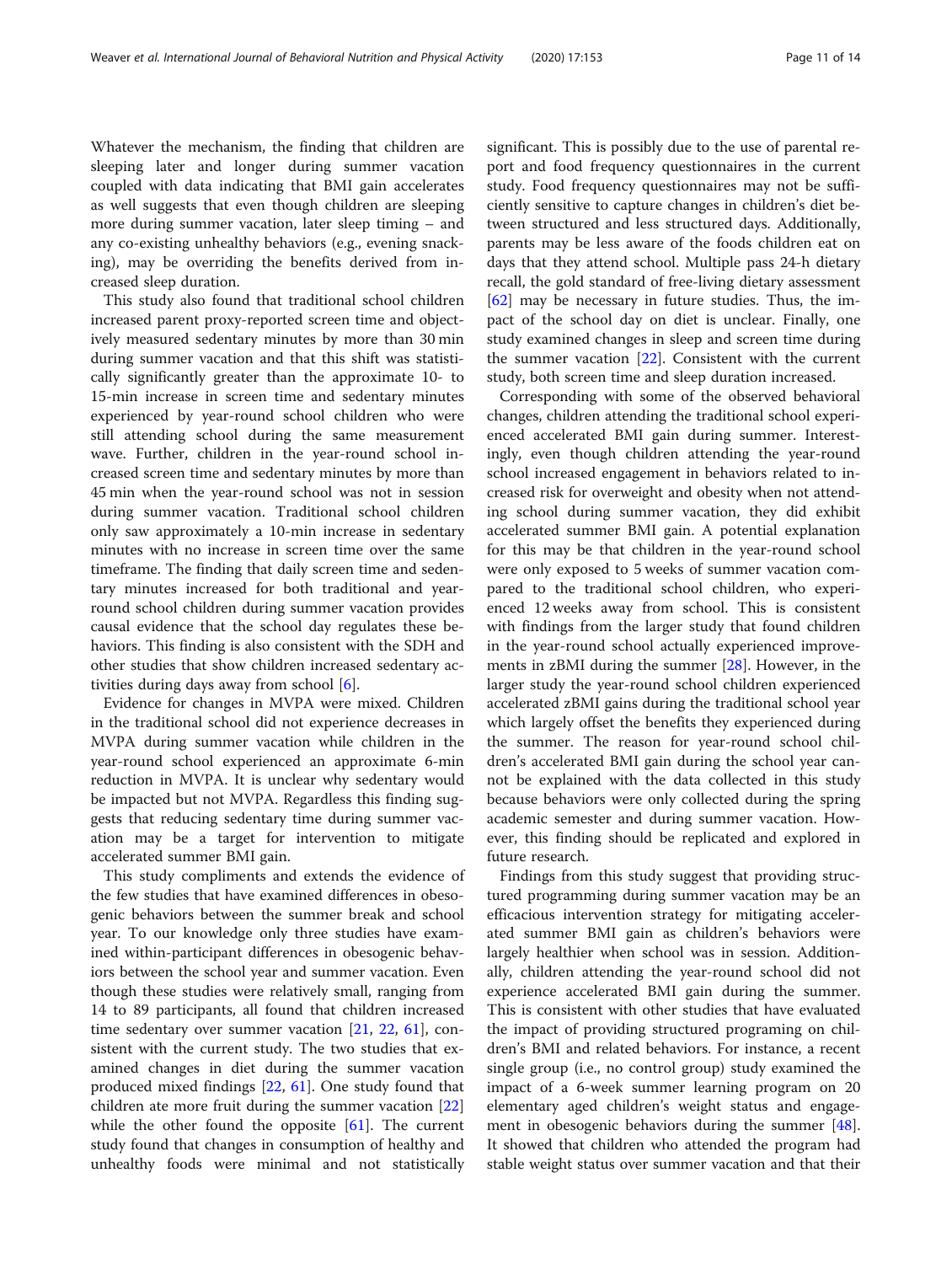Whatever the mechanism, the finding that children are sleeping later and longer during summer vacation coupled with data indicating that BMI gain accelerates as well suggests that even though children are sleeping more during summer vacation, later sleep timing – and any co-existing unhealthy behaviors (e.g., evening snacking), may be overriding the benefits derived from increased sleep duration.

This study also found that traditional school children increased parent proxy-reported screen time and objectively measured sedentary minutes by more than 30 min during summer vacation and that this shift was statistically significantly greater than the approximate 10- to 15-min increase in screen time and sedentary minutes experienced by year-round school children who were still attending school during the same measurement wave. Further, children in the year-round school increased screen time and sedentary minutes by more than 45 min when the year-round school was not in session during summer vacation. Traditional school children only saw approximately a 10-min increase in sedentary minutes with no increase in screen time over the same timeframe. The finding that daily screen time and sedentary minutes increased for both traditional and year-round school children during summer vacation provides causal evidence that the school day regulates these behaviors. This finding is also consistent with the SDH and other studies that show children increased sedentary activities during days away from school [6].

Evidence for changes in MVPA were mixed. Children in the traditional school did not experience decreases in MVPA during summer vacation while children in the year-round school experienced an approximate 6-min reduction in MVPA. It is unclear why sedentary would be impacted but not MVPA. Regardless this finding suggests that reducing sedentary time during summer vacation may be a target for intervention to mitigate accelerated summer BMI gain.

This study compliments and extends the evidence of the few studies that have examined differences in obesogenic behaviors between the summer break and school year. To our knowledge only three studies have examined within-participant differences in obesogenic behaviors between the school year and summer vacation. Even though these studies were relatively small, ranging from 14 to 89 participants, all found that children increased time sedentary over summer vacation [21, 22, 61], consistent with the current study. The two studies that examined changes in diet during the summer vacation produced mixed findings [22, 61]. One study found that children ate more fruit during the summer vacation [22] while the other found the opposite [61]. The current study found that changes in consumption of healthy and unhealthy foods were minimal and not statistically significant. This is possibly due to the use of parental report and food frequency questionnaires in the current study. Food frequency questionnaires may not be sufficiently sensitive to capture changes in children's diet between structured and less structured days. Additionally, parents may be less aware of the foods children eat on days that they attend school. Multiple pass 24-h dietary recall, the gold standard of free-living dietary assessment [62] may be necessary in future studies. Thus, the impact of the school day on diet is unclear. Finally, one study examined changes in sleep and screen time during the summer vacation [22]. Consistent with the current study, both screen time and sleep duration increased.

Corresponding with some of the observed behavioral changes, children attending the traditional school experienced accelerated BMI gain during summer. Interestingly, even though children attending the year-round school increased engagement in behaviors related to increased risk for overweight and obesity when not attending school during summer vacation, they did exhibit accelerated summer BMI gain. A potential explanation for this may be that children in the year-round school were only exposed to 5 weeks of summer vacation compared to the traditional school children, who experienced 12 weeks away from school. This is consistent with findings from the larger study that found children in the year-round school actually experienced improvements in zBMI during the summer [28]. However, in the larger study the year-round school children experienced accelerated zBMI gains during the traditional school year which largely offset the benefits they experienced during the summer. The reason for year-round school children's accelerated BMI gain during the school year cannot be explained with the data collected in this study because behaviors were only collected during the spring academic semester and during summer vacation. However, this finding should be replicated and explored in future research.

Findings from this study suggest that providing structured programming during summer vacation may be an efficacious intervention strategy for mitigating accelerated summer BMI gain as children's behaviors were largely healthier when school was in session. Additionally, children attending the year-round school did not experience accelerated BMI gain during the summer. This is consistent with other studies that have evaluated the impact of providing structured programing on children's BMI and related behaviors. For instance, a recent single group (i.e., no control group) study examined the impact of a 6-week summer learning program on 20 elementary aged children's weight status and engagement in obesogenic behaviors during the summer [48]. It showed that children who attended the program had stable weight status over summer vacation and that their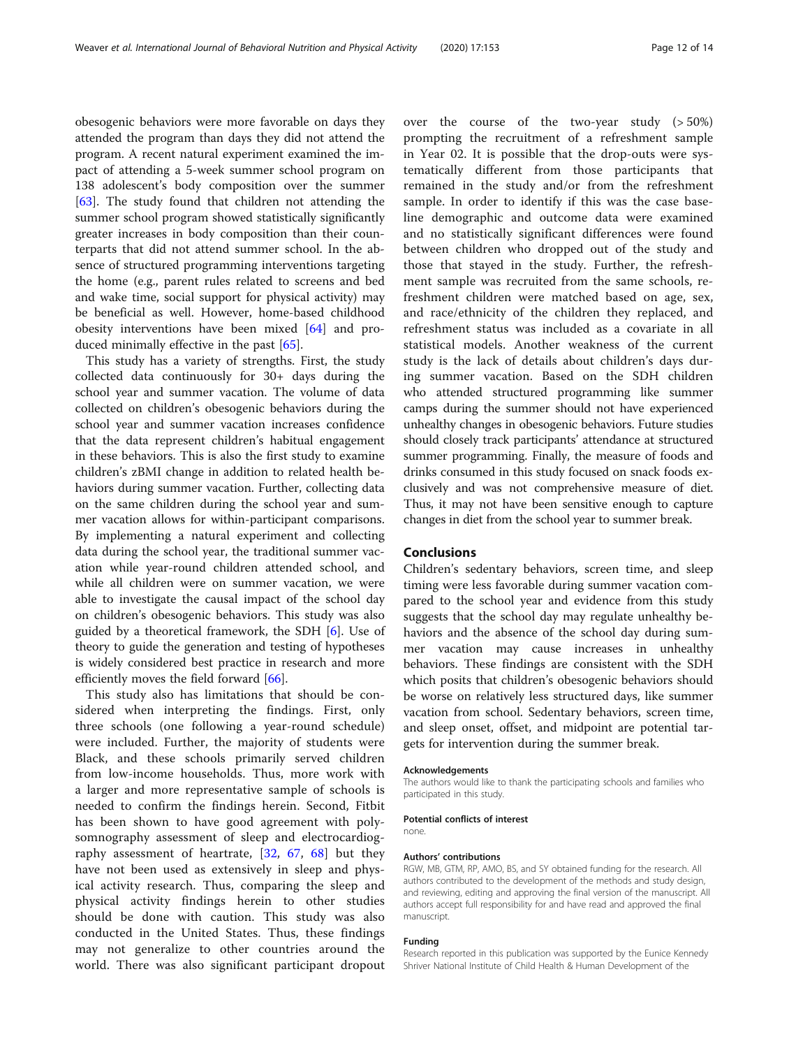obesogenic behaviors were more favorable on days they attended the program than days they did not attend the program. A recent natural experiment examined the impact of attending a 5-week summer school program on 138 adolescent's body composition over the summer [63]. The study found that children not attending the summer school program showed statistically significantly greater increases in body composition than their counterparts that did not attend summer school. In the absence of structured programming interventions targeting the home (e.g., parent rules related to screens and bed and wake time, social support for physical activity) may be beneficial as well. However, home-based childhood obesity interventions have been mixed [64] and produced minimally effective in the past [65].

This study has a variety of strengths. First, the study collected data continuously for 30+ days during the school year and summer vacation. The volume of data collected on children's obesogenic behaviors during the school year and summer vacation increases confidence that the data represent children's habitual engagement in these behaviors. This is also the first study to examine children's zBMI change in addition to related health behaviors during summer vacation. Further, collecting data on the same children during the school year and summer vacation allows for within-participant comparisons. By implementing a natural experiment and collecting data during the school year, the traditional summer vacation while year-round children attended school, and while all children were on summer vacation, we were able to investigate the causal impact of the school day on children's obesogenic behaviors. This study was also guided by a theoretical framework, the SDH [6]. Use of theory to guide the generation and testing of hypotheses is widely considered best practice in research and more efficiently moves the field forward [66].

This study also has limitations that should be considered when interpreting the findings. First, only three schools (one following a year-round schedule) were included. Further, the majority of students were Black, and these schools primarily served children from low-income households. Thus, more work with a larger and more representative sample of schools is needed to confirm the findings herein. Second, Fitbit has been shown to have good agreement with polysomnography assessment of sleep and electrocardiography assessment of heartrate, [32, 67, 68] but they have not been used as extensively in sleep and physical activity research. Thus, comparing the sleep and physical activity findings herein to other studies should be done with caution. This study was also conducted in the United States. Thus, these findings may not generalize to other countries around the world. There was also significant participant dropout over the course of the two-year study (> 50%) prompting the recruitment of a refreshment sample in Year 02. It is possible that the drop-outs were systematically different from those participants that remained in the study and/or from the refreshment sample. In order to identify if this was the case baseline demographic and outcome data were examined and no statistically significant differences were found between children who dropped out of the study and those that stayed in the study. Further, the refreshment sample was recruited from the same schools, refreshment children were matched based on age, sex, and race/ethnicity of the children they replaced, and refreshment status was included as a covariate in all statistical models. Another weakness of the current study is the lack of details about children's days during summer vacation. Based on the SDH children who attended structured programming like summer camps during the summer should not have experienced unhealthy changes in obesogenic behaviors. Future studies should closely track participants' attendance at structured summer programming. Finally, the measure of foods and drinks consumed in this study focused on snack foods exclusively and was not comprehensive measure of diet. Thus, it may not have been sensitive enough to capture changes in diet from the school year to summer break.

## Conclusions

Children's sedentary behaviors, screen time, and sleep timing were less favorable during summer vacation compared to the school year and evidence from this study suggests that the school day may regulate unhealthy behaviors and the absence of the school day during summer vacation may cause increases in unhealthy behaviors. These findings are consistent with the SDH which posits that children's obesogenic behaviors should be worse on relatively less structured days, like summer vacation from school. Sedentary behaviors, screen time, and sleep onset, offset, and midpoint are potential targets for intervention during the summer break.

#### Acknowledgements

The authors would like to thank the participating schools and families who participated in this study.

#### Potential conflicts of interest

none.

#### Authors' contributions

RGW, MB, GTM, RP, AMO, BS, and SY obtained funding for the research. All authors contributed to the development of the methods and study design, and reviewing, editing and approving the final version of the manuscript. All authors accept full responsibility for and have read and approved the final manuscript.

#### Funding

Research reported in this publication was supported by the Eunice Kennedy Shriver National Institute of Child Health & Human Development of the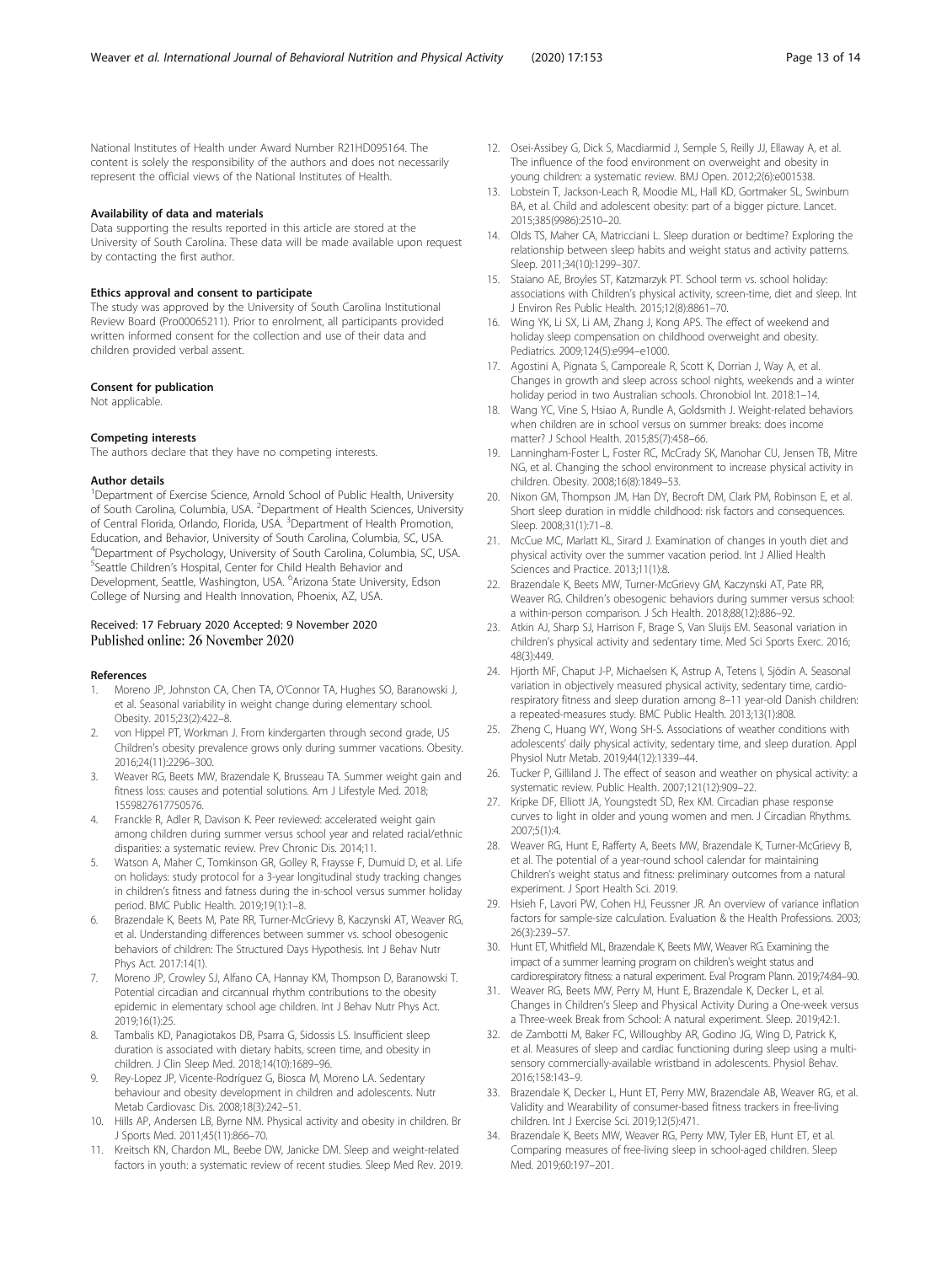National Institutes of Health under Award Number R21HD095164. The content is solely the responsibility of the authors and does not necessarily represent the official views of the National Institutes of Health.

#### Availability of data and materials

Data supporting the results reported in this article are stored at the University of South Carolina. These data will be made available upon request by contacting the first author.

#### Ethics approval and consent to participate

The study was approved by the University of South Carolina Institutional Review Board (Pro00065211). Prior to enrolment, all participants provided written informed consent for the collection and use of their data and children provided verbal assent.

#### Consent for publication

Not applicable.

#### Competing interests

The authors declare that they have no competing interests.

#### Author details

[1]Department of Exercise Science, Arnold School of Public Health, University of South Carolina, Columbia, USA. [2]Department of Health Sciences, University of Central Florida, Orlando, Florida, USA. [3]Department of Health Promotion, Education, and Behavior, University of South Carolina, Columbia, SC, USA. [4]Department of Psychology, University of South Carolina, Columbia, SC, USA. [5]Seattle Children's Hospital, Center for Child Health Behavior and Development, Seattle, Washington, USA. [6]Arizona State University, Edson College of Nursing and Health Innovation, Phoenix, AZ, USA.

Received: 17 February 2020 Accepted: 9 November 2020
Published online: 26 November 2020

#### References

1. Moreno JP, Johnston CA, Chen TA, O'Connor TA, Hughes SO, Baranowski J, et al. Seasonal variability in weight change during elementary school. Obesity. 2015;23(2):422–8.
2. von Hippel PT, Workman J. From kindergarten through second grade, US Children's obesity prevalence grows only during summer vacations. Obesity. 2016;24(11):2296–300.
3. Weaver RG, Beets MW, Brazendale K, Brusseau TA. Summer weight gain and fitness loss: causes and potential solutions. Am J Lifestyle Med. 2018; 1559827617750576.
4. Franckle R, Adler R, Davison K. Peer reviewed: accelerated weight gain among children during summer versus school year and related racial/ethnic disparities: a systematic review. Prev Chronic Dis. 2014;11.
5. Watson A, Maher C, Tomkinson GR, Golley R, Fraysse F, Dumuid D, et al. Life on holidays: study protocol for a 3-year longitudinal study tracking changes in children's fitness and fatness during the in-school versus summer holiday period. BMC Public Health. 2019;19(1):1–8.
6. Brazendale K, Beets M, Pate RR, Turner-McGrievy B, Kaczynski AT, Weaver RG, et al. Understanding differences between summer vs. school obesogenic behaviors of children: The Structured Days Hypothesis. Int J Behav Nutr Phys Act. 2017:14(1).
7. Moreno JP, Crowley SJ, Alfano CA, Hannay KM, Thompson D, Baranowski T. Potential circadian and circannual rhythm contributions to the obesity epidemic in elementary school age children. Int J Behav Nutr Phys Act. 2019;16(1):25.
8. Tambalis KD, Panagiotakos DB, Psarra G, Sidossis LS. Insufficient sleep duration is associated with dietary habits, screen time, and obesity in children. J Clin Sleep Med. 2018;14(10):1689–96.
9. Rey-Lopez JP, Vicente-Rodríguez G, Biosca M, Moreno LA. Sedentary behaviour and obesity development in children and adolescents. Nutr Metab Cardiovasc Dis. 2008;18(3):242–51.
10. Hills AP, Andersen LB, Byrne NM. Physical activity and obesity in children. Br J Sports Med. 2011;45(11):866–70.
11. Kreitsch KN, Chardon ML, Beebe DW, Janicke DM. Sleep and weight-related factors in youth: a systematic review of recent studies. Sleep Med Rev. 2019.
12. Osei-Assibey G, Dick S, Macdiarmid J, Semple S, Reilly JJ, Ellaway A, et al. The influence of the food environment on overweight and obesity in young children: a systematic review. BMJ Open. 2012;2(6):e001538.
13. Lobstein T, Jackson-Leach R, Moodie ML, Hall KD, Gortmaker SL, Swinburn BA, et al. Child and adolescent obesity: part of a bigger picture. Lancet. 2015;385(9986):2510–20.
14. Olds TS, Maher CA, Matricciani L. Sleep duration or bedtime? Exploring the relationship between sleep habits and weight status and activity patterns. Sleep. 2011;34(10):1299–307.
15. Staiano AE, Broyles ST, Katzmarzyk PT. School term vs. school holiday: associations with Children's physical activity, screen-time, diet and sleep. Int J Environ Res Public Health. 2015;12(8):8861–70.
16. Wing YK, Li SX, Li AM, Zhang J, Kong APS. The effect of weekend and holiday sleep compensation on childhood overweight and obesity. Pediatrics. 2009;124(5):e994–e1000.
17. Agostini A, Pignata S, Camporeale R, Scott K, Dorrian J, Way A, et al. Changes in growth and sleep across school nights, weekends and a winter holiday period in two Australian schools. Chronobiol Int. 2018:1–14.
18. Wang YC, Vine S, Hsiao A, Rundle A, Goldsmith J. Weight-related behaviors when children are in school versus on summer breaks: does income matter? J School Health. 2015;85(7):458–66.
19. Lanningham-Foster L, Foster RC, McCrady SK, Manohar CU, Jensen TB, Mitre NG, et al. Changing the school environment to increase physical activity in children. Obesity. 2008;16(8):1849–53.
20. Nixon GM, Thompson JM, Han DY, Becroft DM, Clark PM, Robinson E, et al. Short sleep duration in middle childhood: risk factors and consequences. Sleep. 2008;31(1):71–8.
21. McCue MC, Marlatt KL, Sirard J. Examination of changes in youth diet and physical activity over the summer vacation period. Int J Allied Health Sciences and Practice. 2013;11(1):8.
22. Brazendale K, Beets MW, Turner-McGrievy GM, Kaczynski AT, Pate RR, Weaver RG. Children's obesogenic behaviors during summer versus school: a within-person comparison. J Sch Health. 2018;88(12):886–92.
23. Atkin AJ, Sharp SJ, Harrison F, Brage S, Van Sluijs EM. Seasonal variation in children's physical activity and sedentary time. Med Sci Sports Exerc. 2016; 48(3):449.
24. Hjorth MF, Chaput J-P, Michaelsen K, Astrup A, Tetens I, Sjödin A. Seasonal variation in objectively measured physical activity, sedentary time, cardio-respiratory fitness and sleep duration among 8–11 year-old Danish children: a repeated-measures study. BMC Public Health. 2013;13(1):808.
25. Zheng C, Huang WY, Wong SH-S. Associations of weather conditions with adolescents' daily physical activity, sedentary time, and sleep duration. Appl Physiol Nutr Metab. 2019;44(12):1339–44.
26. Tucker P, Gilliland J. The effect of season and weather on physical activity: a systematic review. Public Health. 2007;121(12):909–22.
27. Kripke DF, Elliott JA, Youngstedt SD, Rex KM. Circadian phase response curves to light in older and young women and men. J Circadian Rhythms. 2007;5(1):4.
28. Weaver RG, Hunt E, Rafferty A, Beets MW, Brazendale K, Turner-McGrievy B, et al. The potential of a year-round school calendar for maintaining Children's weight status and fitness: preliminary outcomes from a natural experiment. J Sport Health Sci. 2019.
29. Hsieh F, Lavori PW, Cohen HJ, Feussner JR. An overview of variance inflation factors for sample-size calculation. Evaluation & the Health Professions. 2003; 26(3):239–57.
30. Hunt ET, Whitfield ML, Brazendale K, Beets MW, Weaver RG. Examining the impact of a summer learning program on children's weight status and cardiorespiratory fitness: a natural experiment. Eval Program Plann. 2019;74:84–90.
31. Weaver RG, Beets MW, Perry M, Hunt E, Brazendale K, Decker L, et al. Changes in Children's Sleep and Physical Activity During a One-week versus a Three-week Break from School: A natural experiment. Sleep. 2019;42:1.
32. de Zambotti M, Baker FC, Willoughby AR, Godino JG, Wing D, Patrick K, et al. Measures of sleep and cardiac functioning during sleep using a multi-sensory commercially-available wristband in adolescents. Physiol Behav. 2016;158:143–9.
33. Brazendale K, Decker L, Hunt ET, Perry MW, Brazendale AB, Weaver RG, et al. Validity and Wearability of consumer-based fitness trackers in free-living children. Int J Exercise Sci. 2019;12(5):471.
34. Brazendale K, Beets MW, Weaver RG, Perry MW, Tyler EB, Hunt ET, et al. Comparing measures of free-living sleep in school-aged children. Sleep Med. 2019;60:197–201.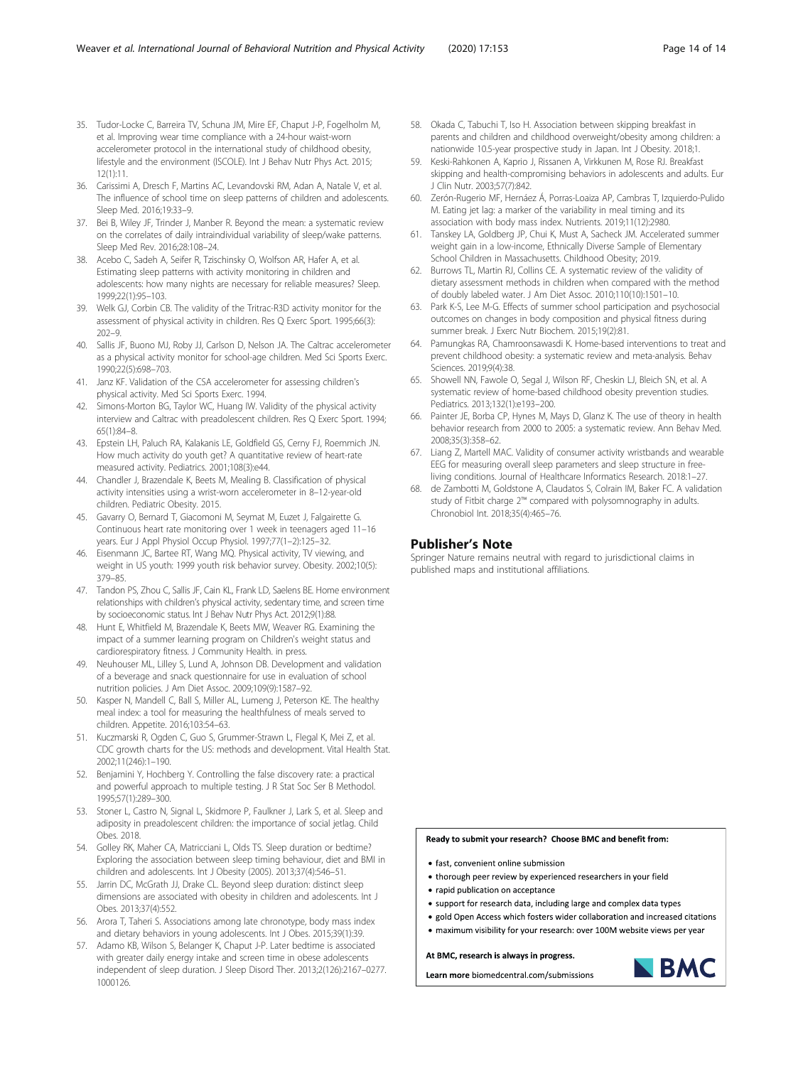35. Tudor-Locke C, Barreira TV, Schuna JM, Mire EF, Chaput J-P, Fogelholm M, et al. Improving wear time compliance with a 24-hour waist-worn accelerometer protocol in the international study of childhood obesity, lifestyle and the environment (ISCOLE). Int J Behav Nutr Phys Act. 2015; 12(1):11.
36. Carissimi A, Dresch F, Martins AC, Levandovski RM, Adan A, Natale V, et al. The influence of school time on sleep patterns of children and adolescents. Sleep Med. 2016;19:33–9.
37. Bei B, Wiley JF, Trinder J, Manber R. Beyond the mean: a systematic review on the correlates of daily intraindividual variability of sleep/wake patterns. Sleep Med Rev. 2016;28:108–24.
38. Acebo C, Sadeh A, Seifer R, Tzischinsky O, Wolfson AR, Hafer A, et al. Estimating sleep patterns with activity monitoring in children and adolescents: how many nights are necessary for reliable measures? Sleep. 1999;22(1):95–103.
39. Welk GJ, Corbin CB. The validity of the Tritrac-R3D activity monitor for the assessment of physical activity in children. Res Q Exerc Sport. 1995;66(3): 202–9.
40. Sallis JF, Buono MJ, Roby JJ, Carlson D, Nelson JA. The Caltrac accelerometer as a physical activity monitor for school-age children. Med Sci Sports Exerc. 1990;22(5):698–703.
41. Janz KF. Validation of the CSA accelerometer for assessing children's physical activity. Med Sci Sports Exerc. 1994.
42. Simons-Morton BG, Taylor WC, Huang IW. Validity of the physical activity interview and Caltrac with preadolescent children. Res Q Exerc Sport. 1994; 65(1):84–8.
43. Epstein LH, Paluch RA, Kalakanis LE, Goldfield GS, Cerny FJ, Roemmich JN. How much activity do youth get? A quantitative review of heart-rate measured activity. Pediatrics. 2001;108(3):e44.
44. Chandler J, Brazendale K, Beets M, Mealing B. Classification of physical activity intensities using a wrist-worn accelerometer in 8–12-year-old children. Pediatric Obesity. 2015.
45. Gavarry O, Bernard T, Giacomoni M, Seymat M, Euzet J, Falgairette G. Continuous heart rate monitoring over 1 week in teenagers aged 11–16 years. Eur J Appl Physiol Occup Physiol. 1997;77(1–2):125–32.
46. Eisenmann JC, Bartee RT, Wang MQ. Physical activity, TV viewing, and weight in US youth: 1999 youth risk behavior survey. Obesity. 2002;10(5): 379–85.
47. Tandon PS, Zhou C, Sallis JF, Cain KL, Frank LD, Saelens BE. Home environment relationships with children's physical activity, sedentary time, and screen time by socioeconomic status. Int J Behav Nutr Phys Act. 2012;9(1):88.
48. Hunt E, Whitfield M, Brazendale K, Beets MW, Weaver RG. Examining the impact of a summer learning program on Children's weight status and cardiorespiratory fitness. J Community Health. in press.
49. Neuhouser ML, Lilley S, Lund A, Johnson DB. Development and validation of a beverage and snack questionnaire for use in evaluation of school nutrition policies. J Am Diet Assoc. 2009;109(9):1587–92.
50. Kasper N, Mandell C, Ball S, Miller AL, Lumeng J, Peterson KE. The healthy meal index: a tool for measuring the healthfulness of meals served to children. Appetite. 2016;103:54–63.
51. Kuczmarski R, Ogden C, Guo S, Grummer-Strawn L, Flegal K, Mei Z, et al. CDC growth charts for the US: methods and development. Vital Health Stat. 2002;11(246):1–190.
52. Benjamini Y, Hochberg Y. Controlling the false discovery rate: a practical and powerful approach to multiple testing. J R Stat Soc Ser B Methodol. 1995;57(1):289–300.
53. Stoner L, Castro N, Signal L, Skidmore P, Faulkner J, Lark S, et al. Sleep and adiposity in preadolescent children: the importance of social jetlag. Child Obes. 2018.
54. Golley RK, Maher CA, Matricciani L, Olds TS. Sleep duration or bedtime? Exploring the association between sleep timing behaviour, diet and BMI in children and adolescents. Int J Obesity (2005). 2013;37(4):546–51.
55. Jarrin DC, McGrath JJ, Drake CL. Beyond sleep duration: distinct sleep dimensions are associated with obesity in children and adolescents. Int J Obes. 2013;37(4):552.
56. Arora T, Taheri S. Associations among late chronotype, body mass index and dietary behaviors in young adolescents. Int J Obes. 2015;39(1):39.
57. Adamo KB, Wilson S, Belanger K, Chaput J-P. Later bedtime is associated with greater daily energy intake and screen time in obese adolescents independent of sleep duration. J Sleep Disord Ther. 2013;2(126):2167–0277. 1000126.
58. Okada C, Tabuchi T, Iso H. Association between skipping breakfast in parents and children and childhood overweight/obesity among children: a nationwide 10.5-year prospective study in Japan. Int J Obesity. 2018;1.
59. Keski-Rahkonen A, Kaprio J, Rissanen A, Virkkunen M, Rose RJ. Breakfast skipping and health-compromising behaviors in adolescents and adults. Eur J Clin Nutr. 2003;57(7):842.
60. Zerón-Rugerio MF, Hernáez Á, Porras-Loaiza AP, Cambras T, Izquierdo-Pulido M. Eating jet lag: a marker of the variability in meal timing and its association with body mass index. Nutrients. 2019;11(12):2980.
61. Tanskey LA, Goldberg JP, Chui K, Must A, Sacheck JM. Accelerated summer weight gain in a low-income, Ethnically Diverse Sample of Elementary School Children in Massachusetts. Childhood Obesity; 2019.
62. Burrows TL, Martin RJ, Collins CE. A systematic review of the validity of dietary assessment methods in children when compared with the method of doubly labeled water. J Am Diet Assoc. 2010;110(10):1501–10.
63. Park K-S, Lee M-G. Effects of summer school participation and psychosocial outcomes on changes in body composition and physical fitness during summer break. J Exerc Nutr Biochem. 2015;19(2):81.
64. Pamungkas RA, Chamroonsawasdi K. Home-based interventions to treat and prevent childhood obesity: a systematic review and meta-analysis. Behav Sciences. 2019;9(4):38.
65. Showell NN, Fawole O, Segal J, Wilson RF, Cheskin LJ, Bleich SN, et al. A systematic review of home-based childhood obesity prevention studies. Pediatrics. 2013;132(1):e193–200.
66. Painter JE, Borba CP, Hynes M, Mays D, Glanz K. The use of theory in health behavior research from 2000 to 2005: a systematic review. Ann Behav Med. 2008;35(3):358–62.
67. Liang Z, Martell MAC. Validity of consumer activity wristbands and wearable EEG for measuring overall sleep parameters and sleep structure in free-living conditions. Journal of Healthcare Informatics Research. 2018:1–27.
68. de Zambotti M, Goldstone A, Claudatos S, Colrain IM, Baker FC. A validation study of Fitbit charge 2™ compared with polysomnography in adults. Chronobiol Int. 2018;35(4):465–76.

## Publisher's Note

Springer Nature remains neutral with regard to jurisdictional claims in published maps and institutional affiliations.

**Ready to submit your research? Choose BMC and benefit from:**

- fast, convenient online submission
- thorough peer review by experienced researchers in your field
- rapid publication on acceptance
- support for research data, including large and complex data types
- gold Open Access which fosters wider collaboration and increased citations
- maximum visibility for your research: over 100M website views per year

**At BMC, research is always in progress.**

**Learn more** biomedcentral.com/submissions

BMC